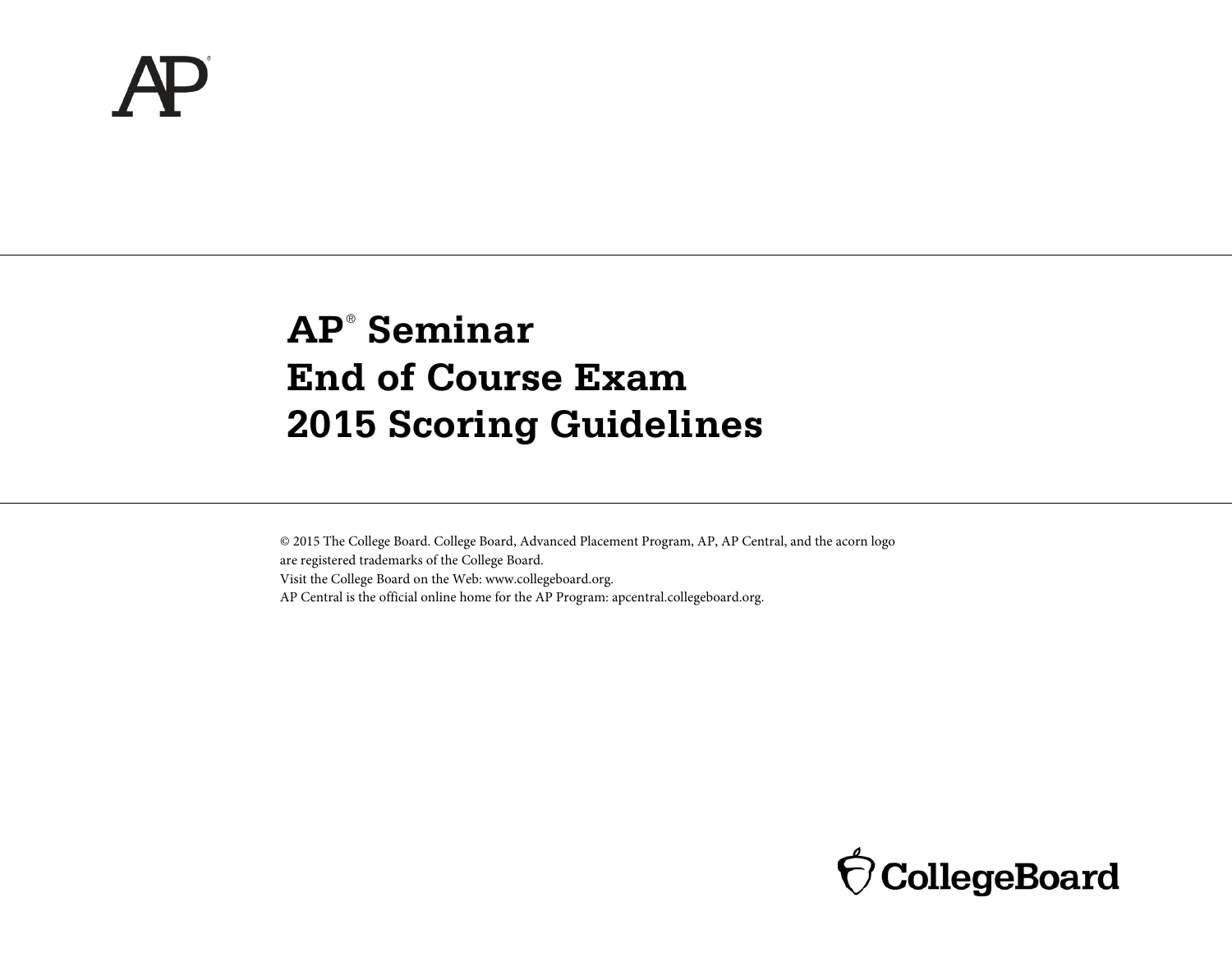AP®

# AP® Seminar End of Course Exam 2015 Scoring Guidelines

© 2015 The College Board. College Board, Advanced Placement Program, AP, AP Central, and the acorn logo are registered trademarks of the College Board.
Visit the College Board on the Web: www.collegeboard.org.
AP Central is the official online home for the AP Program: apcentral.collegeboard.org.

CollegeBoard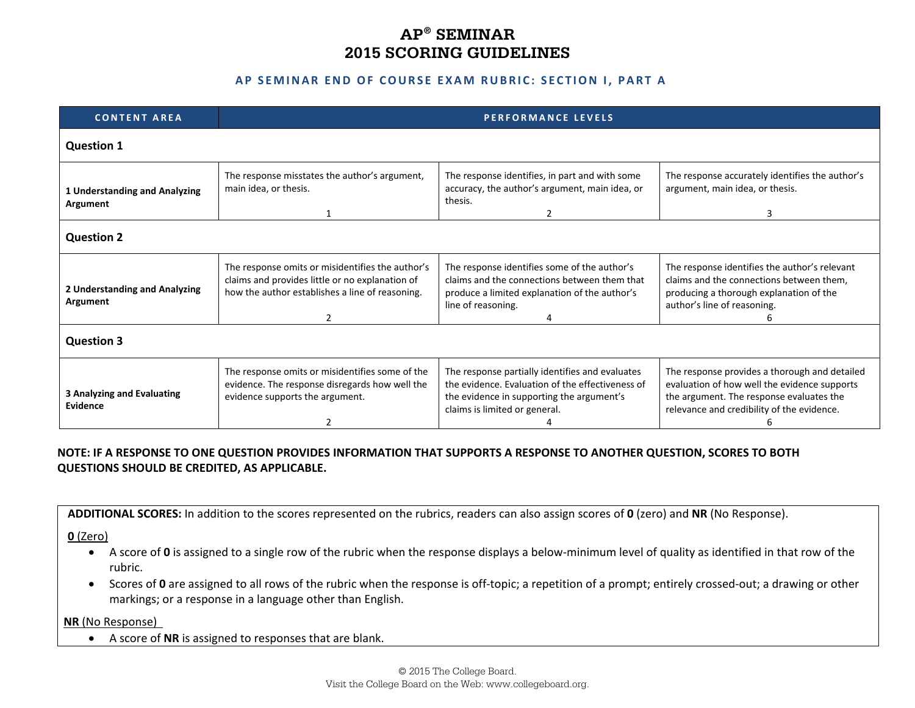# AP® SEMINAR
# 2015 SCORING GUIDELINES

### AP SEMINAR END OF COURSE EXAM RUBRIC: SECTION I, PART A

| CONTENT AREA | PERFORMANCE LEVELS | | |
|---|---|---|---|
| **Question 1** | | | |
| **1 Understanding and Analyzing Argument** | The response misstates the author's argument, main idea, or thesis. 1 | The response identifies, in part and with some accuracy, the author's argument, main idea, or thesis. 2 | The response accurately identifies the author's argument, main idea, or thesis. 3 |
| **Question 2** | | | |
| **2 Understanding and Analyzing Argument** | The response omits or misidentifies the author's claims and provides little or no explanation of how the author establishes a line of reasoning. 2 | The response identifies some of the author's claims and the connections between them that produce a limited explanation of the author's line of reasoning. 4 | The response identifies the author's relevant claims and the connections between them, producing a thorough explanation of the author's line of reasoning. 6 |
| **Question 3** | | | |
| **3 Analyzing and Evaluating Evidence** | The response omits or misidentifies some of the evidence. The response disregards how well the evidence supports the argument. 2 | The response partially identifies and evaluates the evidence. Evaluation of the effectiveness of the evidence in supporting the argument's claims is limited or general. 4 | The response provides a thorough and detailed evaluation of how well the evidence supports the argument. The response evaluates the relevance and credibility of the evidence. 6 |

**NOTE: IF A RESPONSE TO ONE QUESTION PROVIDES INFORMATION THAT SUPPORTS A RESPONSE TO ANOTHER QUESTION, SCORES TO BOTH QUESTIONS SHOULD BE CREDITED, AS APPLICABLE.**

**ADDITIONAL SCORES:** In addition to the scores represented on the rubrics, readers can also assign scores of **0** (zero) and **NR** (No Response).

**0** (Zero)

- A score of **0** is assigned to a single row of the rubric when the response displays a below-minimum level of quality as identified in that row of the rubric.
- Scores of **0** are assigned to all rows of the rubric when the response is off-topic; a repetition of a prompt; entirely crossed-out; a drawing or other markings; or a response in a language other than English.

**NR** (No Response)

- A score of **NR** is assigned to responses that are blank.

© 2015 The College Board.
Visit the College Board on the Web: www.collegeboard.org.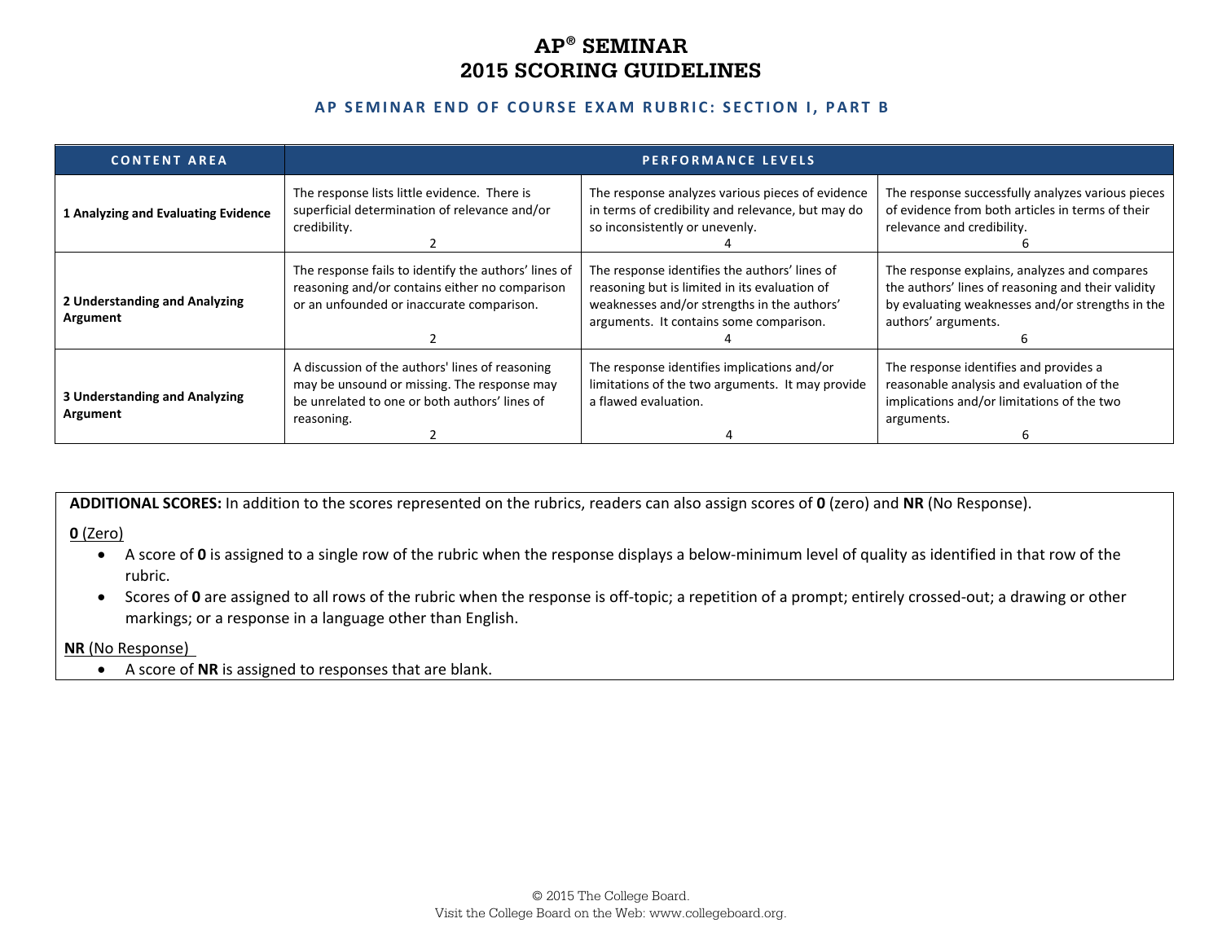# AP® SEMINAR
# 2015 SCORING GUIDELINES

### AP SEMINAR END OF COURSE EXAM RUBRIC: SECTION I, PART B

| CONTENT AREA | PERFORMANCE LEVELS | | |
|---|---|---|---|
| **1 Analyzing and Evaluating Evidence** | The response lists little evidence. There is superficial determination of relevance and/or credibility. 2 | The response analyzes various pieces of evidence in terms of credibility and relevance, but may do so inconsistently or unevenly. 4 | The response successfully analyzes various pieces of evidence from both articles in terms of their relevance and credibility. 6 |
| **2 Understanding and Analyzing Argument** | The response fails to identify the authors' lines of reasoning and/or contains either no comparison or an unfounded or inaccurate comparison. 2 | The response identifies the authors' lines of reasoning but is limited in its evaluation of weaknesses and/or strengths in the authors' arguments. It contains some comparison. 4 | The response explains, analyzes and compares the authors' lines of reasoning and their validity by evaluating weaknesses and/or strengths in the authors' arguments. 6 |
| **3 Understanding and Analyzing Argument** | A discussion of the authors' lines of reasoning may be unsound or missing. The response may be unrelated to one or both authors' lines of reasoning. 2 | The response identifies implications and/or limitations of the two arguments. It may provide a flawed evaluation. 4 | The response identifies and provides a reasonable analysis and evaluation of the implications and/or limitations of the two arguments. 6 |

**ADDITIONAL SCORES:** In addition to the scores represented on the rubrics, readers can also assign scores of **0** (zero) and **NR** (No Response).

**0** (Zero)

- A score of **0** is assigned to a single row of the rubric when the response displays a below-minimum level of quality as identified in that row of the rubric.
- Scores of **0** are assigned to all rows of the rubric when the response is off-topic; a repetition of a prompt; entirely crossed-out; a drawing or other markings; or a response in a language other than English.

**NR** (No Response)

- A score of **NR** is assigned to responses that are blank.

© 2015 The College Board.
Visit the College Board on the Web: www.collegeboard.org.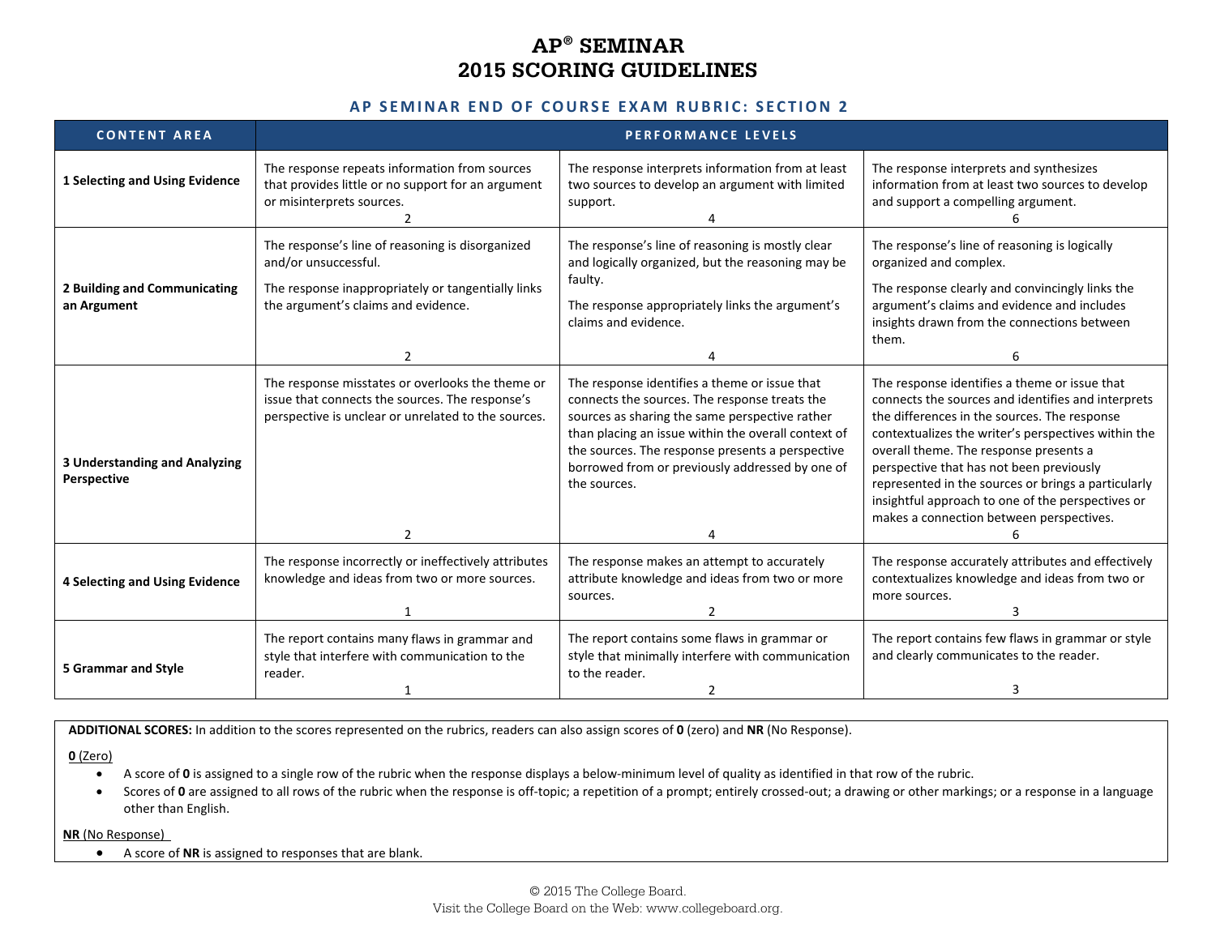# AP® SEMINAR
# 2015 SCORING GUIDELINES

## AP SEMINAR END OF COURSE EXAM RUBRIC: SECTION 2

| CONTENT AREA | PERFORMANCE LEVELS | | |
|---|---|---|---|
| **1 Selecting and Using Evidence** | The response repeats information from sources that provides little or no support for an argument or misinterprets sources. 2 | The response interprets information from at least two sources to develop an argument with limited support. 4 | The response interprets and synthesizes information from at least two sources to develop and support a compelling argument. 6 |
| **2 Building and Communicating an Argument** | The response's line of reasoning is disorganized and/or unsuccessful. The response inappropriately or tangentially links the argument's claims and evidence. 2 | The response's line of reasoning is mostly clear and logically organized, but the reasoning may be faulty. The response appropriately links the argument's claims and evidence. 4 | The response's line of reasoning is logically organized and complex. The response clearly and convincingly links the argument's claims and evidence and includes insights drawn from the connections between them. 6 |
| **3 Understanding and Analyzing Perspective** | The response misstates or overlooks the theme or issue that connects the sources. The response's perspective is unclear or unrelated to the sources. 2 | The response identifies a theme or issue that connects the sources. The response treats the sources as sharing the same perspective rather than placing an issue within the overall context of the sources. The response presents a perspective borrowed from or previously addressed by one of the sources. 4 | The response identifies a theme or issue that connects the sources and identifies and interprets the differences in the sources. The response contextualizes the writer's perspectives within the overall theme. The response presents a perspective that has not been previously represented in the sources or brings a particularly insightful approach to one of the perspectives or makes a connection between perspectives. 6 |
| **4 Selecting and Using Evidence** | The response incorrectly or ineffectively attributes knowledge and ideas from two or more sources. 1 | The response makes an attempt to accurately attribute knowledge and ideas from two or more sources. 2 | The response accurately attributes and effectively contextualizes knowledge and ideas from two or more sources. 3 |
| **5 Grammar and Style** | The report contains many flaws in grammar and style that interfere with communication to the reader. 1 | The report contains some flaws in grammar or style that minimally interfere with communication to the reader. 2 | The report contains few flaws in grammar or style and clearly communicates to the reader. 3 |

**ADDITIONAL SCORES:** In addition to the scores represented on the rubrics, readers can also assign scores of **0** (zero) and **NR** (No Response).

**0** (Zero)

- A score of **0** is assigned to a single row of the rubric when the response displays a below-minimum level of quality as identified in that row of the rubric.
- Scores of **0** are assigned to all rows of the rubric when the response is off-topic; a repetition of a prompt; entirely crossed-out; a drawing or other markings; or a response in a language other than English.

**NR** (No Response)

- A score of **NR** is assigned to responses that are blank.

© 2015 The College Board.
Visit the College Board on the Web: www.collegeboard.org.